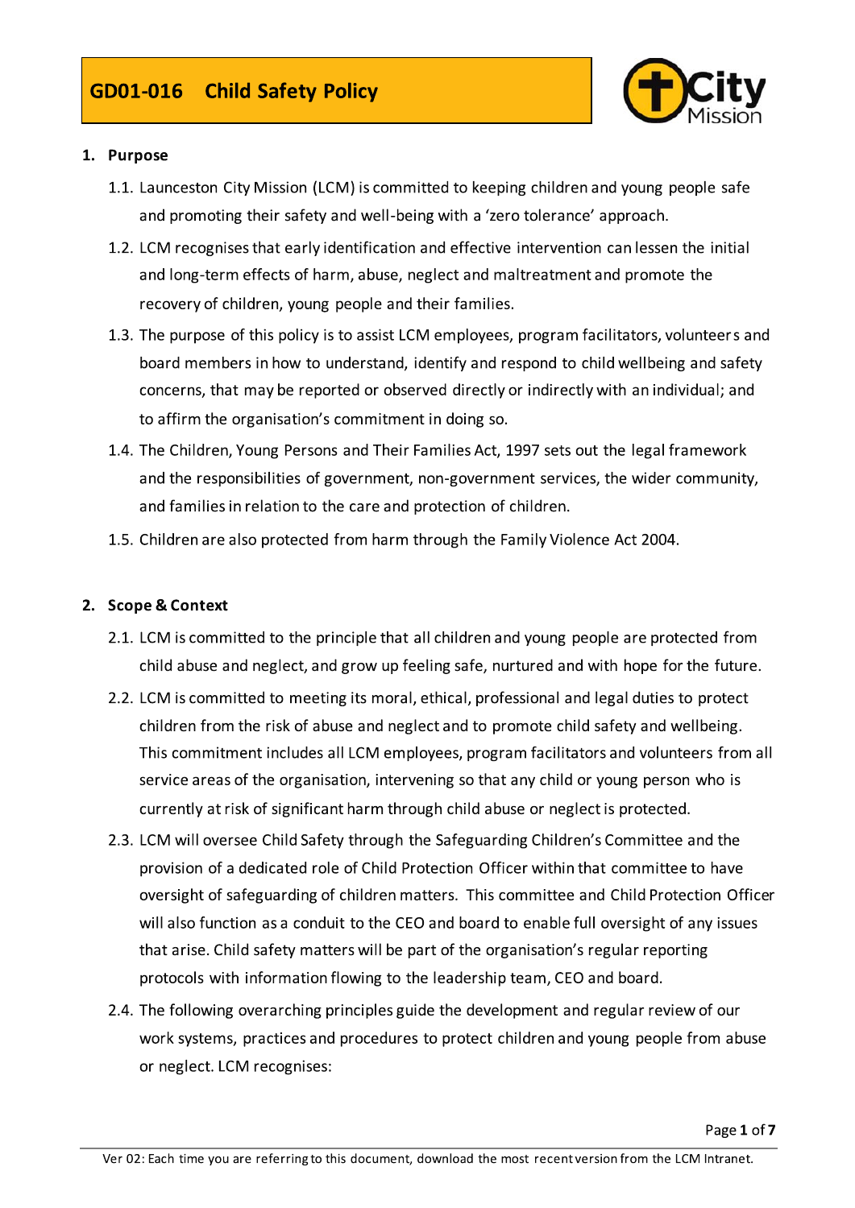# GD01-016 Child Safety Policy

## 1. Purpose

1.1. Launceston City Mission (LCM) is committed to keeping children and young people safe and promoting their safety and well-being with a 'zero tolerance' approach.

1.2. LCM recognises that early identification and effective intervention can lessen the initial and long-term effects of harm, abuse, neglect and maltreatment and promote the recovery of children, young people and their families.

1.3. The purpose of this policy is to assist LCM employees, program facilitators, volunteers and board members in how to understand, identify and respond to child wellbeing and safety concerns, that may be reported or observed directly or indirectly with an individual; and to affirm the organisation's commitment in doing so.

1.4. The Children, Young Persons and Their Families Act, 1997 sets out the legal framework and the responsibilities of government, non-government services, the wider community, and families in relation to the care and protection of children.

1.5. Children are also protected from harm through the Family Violence Act 2004.

## 2. Scope & Context

2.1. LCM is committed to the principle that all children and young people are protected from child abuse and neglect, and grow up feeling safe, nurtured and with hope for the future.

2.2. LCM is committed to meeting its moral, ethical, professional and legal duties to protect children from the risk of abuse and neglect and to promote child safety and wellbeing. This commitment includes all LCM employees, program facilitators and volunteers from all service areas of the organisation, intervening so that any child or young person who is currently at risk of significant harm through child abuse or neglect is protected.

2.3. LCM will oversee Child Safety through the Safeguarding Children's Committee and the provision of a dedicated role of Child Protection Officer within that committee to have oversight of safeguarding of children matters. This committee and Child Protection Officer will also function as a conduit to the CEO and board to enable full oversight of any issues that arise. Child safety matters will be part of the organisation's regular reporting protocols with information flowing to the leadership team, CEO and board.

2.4. The following overarching principles guide the development and regular review of our work systems, practices and procedures to protect children and young people from abuse or neglect. LCM recognises: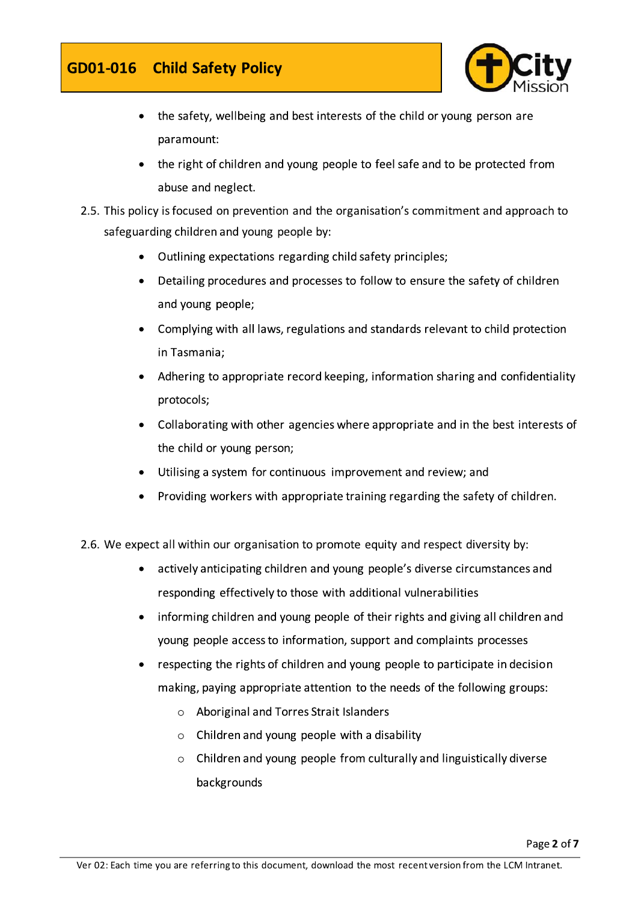- the safety, wellbeing and best interests of the child or young person are paramount:
- the right of children and young people to feel safe and to be protected from abuse and neglect.

2.5. This policy is focused on prevention and the organisation's commitment and approach to safeguarding children and young people by:

- Outlining expectations regarding child safety principles;
- Detailing procedures and processes to follow to ensure the safety of children and young people;
- Complying with all laws, regulations and standards relevant to child protection in Tasmania;
- Adhering to appropriate record keeping, information sharing and confidentiality protocols;
- Collaborating with other agencies where appropriate and in the best interests of the child or young person;
- Utilising a system for continuous improvement and review; and
- Providing workers with appropriate training regarding the safety of children.

2.6. We expect all within our organisation to promote equity and respect diversity by:

- actively anticipating children and young people's diverse circumstances and responding effectively to those with additional vulnerabilities
- informing children and young people of their rights and giving all children and young people access to information, support and complaints processes
- respecting the rights of children and young people to participate in decision making, paying appropriate attention to the needs of the following groups:
    - Aboriginal and Torres Strait Islanders
    - Children and young people with a disability
    - Children and young people from culturally and linguistically diverse backgrounds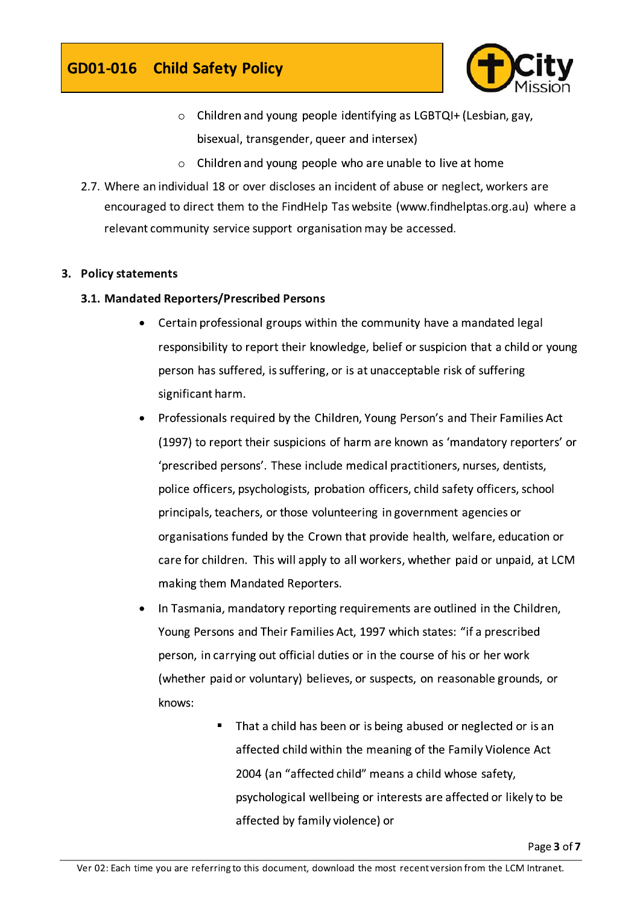- Children and young people identifying as LGBTQI+ (Lesbian, gay, bisexual, transgender, queer and intersex)
  - Children and young people who are unable to live at home

2.7. Where an individual 18 or over discloses an incident of abuse or neglect, workers are encouraged to direct them to the FindHelp Tas website (www.findhelptas.org.au) where a relevant community service support organisation may be accessed.

## 3. Policy statements

### 3.1. Mandated Reporters/Prescribed Persons

- Certain professional groups within the community have a mandated legal responsibility to report their knowledge, belief or suspicion that a child or young person has suffered, is suffering, or is at unacceptable risk of suffering significant harm.
- Professionals required by the Children, Young Person's and Their Families Act (1997) to report their suspicions of harm are known as 'mandatory reporters' or 'prescribed persons'. These include medical practitioners, nurses, dentists, police officers, psychologists, probation officers, child safety officers, school principals, teachers, or those volunteering in government agencies or organisations funded by the Crown that provide health, welfare, education or care for children. This will apply to all workers, whether paid or unpaid, at LCM making them Mandated Reporters.
- In Tasmania, mandatory reporting requirements are outlined in the Children, Young Persons and Their Families Act, 1997 which states: "if a prescribed person, in carrying out official duties or in the course of his or her work (whether paid or voluntary) believes, or suspects, on reasonable grounds, or knows:
  - That a child has been or is being abused or neglected or is an affected child within the meaning of the Family Violence Act 2004 (an "affected child" means a child whose safety, psychological wellbeing or interests are affected or likely to be affected by family violence) or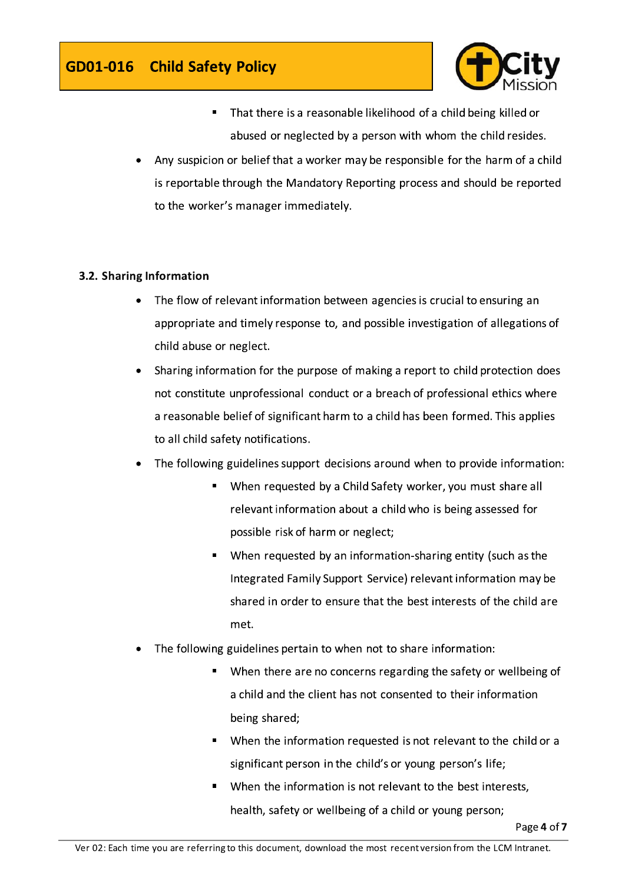- That there is a reasonable likelihood of a child being killed or abused or neglected by a person with whom the child resides.

- Any suspicion or belief that a worker may be responsible for the harm of a child is reportable through the Mandatory Reporting process and should be reported to the worker's manager immediately.

### 3.2. Sharing Information

- The flow of relevant information between agencies is crucial to ensuring an appropriate and timely response to, and possible investigation of allegations of child abuse or neglect.
- Sharing information for the purpose of making a report to child protection does not constitute unprofessional conduct or a breach of professional ethics where a reasonable belief of significant harm to a child has been formed. This applies to all child safety notifications.
- The following guidelines support decisions around when to provide information:
    - When requested by a Child Safety worker, you must share all relevant information about a child who is being assessed for possible risk of harm or neglect;
    - When requested by an information-sharing entity (such as the Integrated Family Support Service) relevant information may be shared in order to ensure that the best interests of the child are met.
- The following guidelines pertain to when not to share information:
    - When there are no concerns regarding the safety or wellbeing of a child and the client has not consented to their information being shared;
    - When the information requested is not relevant to the child or a significant person in the child's or young person's life;
    - When the information is not relevant to the best interests, health, safety or wellbeing of a child or young person;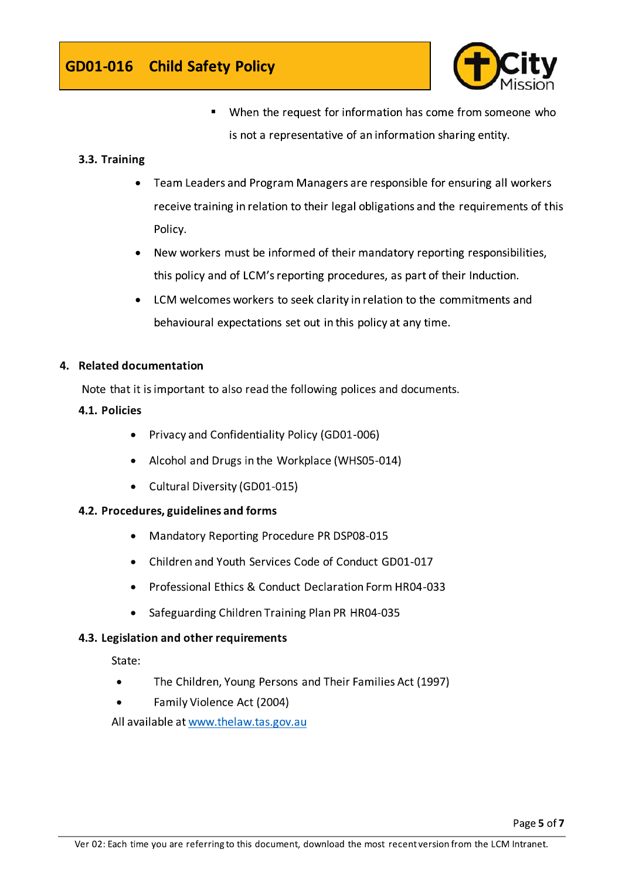- When the request for information has come from someone who is not a representative of an information sharing entity.

### 3.3. Training

- Team Leaders and Program Managers are responsible for ensuring all workers receive training in relation to their legal obligations and the requirements of this Policy.
- New workers must be informed of their mandatory reporting responsibilities, this policy and of LCM's reporting procedures, as part of their Induction.
- LCM welcomes workers to seek clarity in relation to the commitments and behavioural expectations set out in this policy at any time.

## 4. Related documentation

Note that it is important to also read the following polices and documents.

### 4.1. Policies

- Privacy and Confidentiality Policy (GD01-006)
- Alcohol and Drugs in the Workplace (WHS05-014)
- Cultural Diversity (GD01-015)

### 4.2. Procedures, guidelines and forms

- Mandatory Reporting Procedure PR DSP08-015
- Children and Youth Services Code of Conduct GD01-017
- Professional Ethics & Conduct Declaration Form HR04-033
- Safeguarding Children Training Plan PR HR04-035

### 4.3. Legislation and other requirements

State:

- The Children, Young Persons and Their Families Act (1997)
- Family Violence Act (2004)

All available at [www.thelaw.tas.gov.au](http://www.thelaw.tas.gov.au)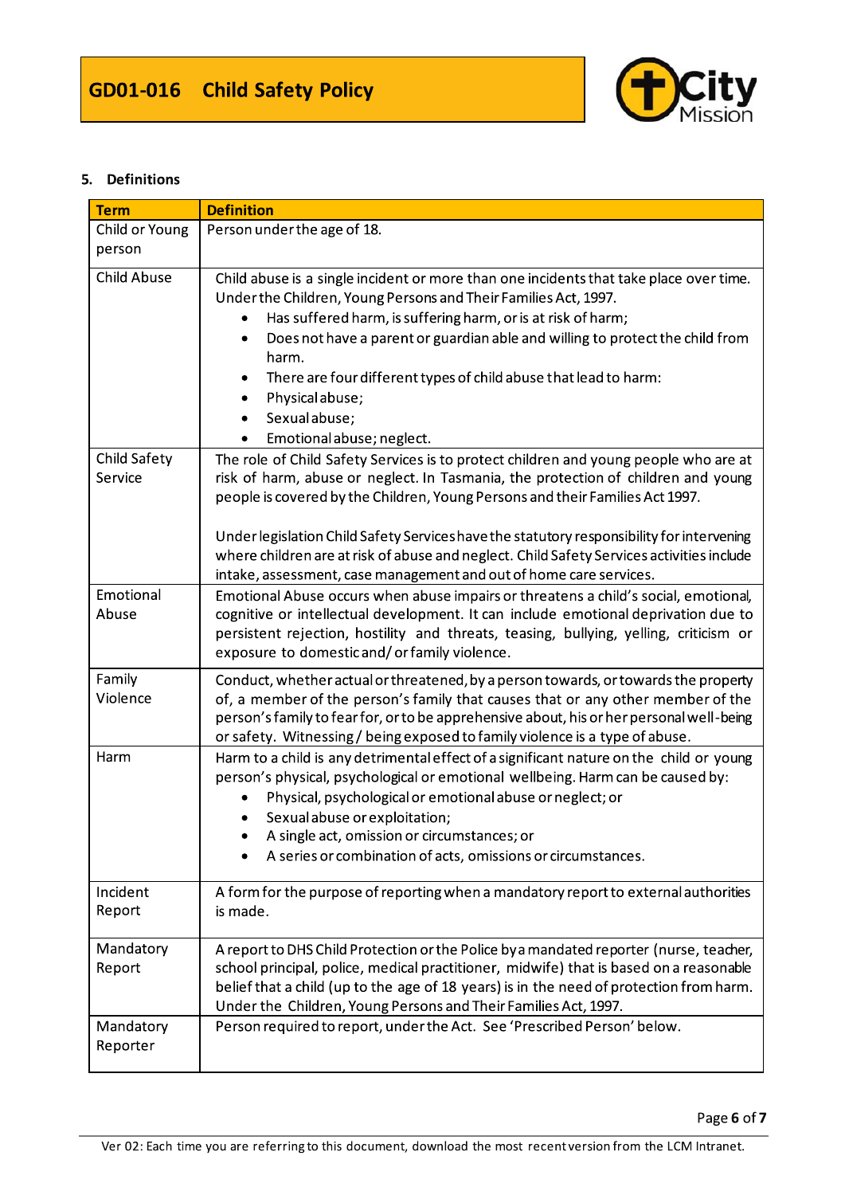## 5. Definitions

| Term | Definition |
|---|---|
| Child or Young person | Person under the age of 18. |
| Child Abuse | Child abuse is a single incident or more than one incidents that take place over time. Under the Children, Young Persons and Their Families Act, 1997.<br>• Has suffered harm, is suffering harm, or is at risk of harm;<br>• Does not have a parent or guardian able and willing to protect the child from harm.<br>• There are four different types of child abuse that lead to harm:<br>• Physical abuse;<br>• Sexual abuse;<br>• Emotional abuse; neglect. |
| Child Safety Service | The role of Child Safety Services is to protect children and young people who are at risk of harm, abuse or neglect. In Tasmania, the protection of children and young people is covered by the Children, Young Persons and their Families Act 1997.<br><br>Under legislation Child Safety Services have the statutory responsibility for intervening where children are at risk of abuse and neglect. Child Safety Services activities include intake, assessment, case management and out of home care services. |
| Emotional Abuse | Emotional Abuse occurs when abuse impairs or threatens a child's social, emotional, cognitive or intellectual development. It can include emotional deprivation due to persistent rejection, hostility and threats, teasing, bullying, yelling, criticism or exposure to domestic and/ or family violence. |
| Family Violence | Conduct, whether actual or threatened, by a person towards, or towards the property of, a member of the person's family that causes that or any other member of the person's family to fear for, or to be apprehensive about, his or her personal well-being or safety. Witnessing / being exposed to family violence is a type of abuse. |
| Harm | Harm to a child is any detrimental effect of a significant nature on the child or young person's physical, psychological or emotional wellbeing. Harm can be caused by:<br>• Physical, psychological or emotional abuse or neglect; or<br>• Sexual abuse or exploitation;<br>• A single act, omission or circumstances; or<br>• A series or combination of acts, omissions or circumstances. |
| Incident Report | A form for the purpose of reporting when a mandatory report to external authorities is made. |
| Mandatory Report | A report to DHS Child Protection or the Police by a mandated reporter (nurse, teacher, school principal, police, medical practitioner, midwife) that is based on a reasonable belief that a child (up to the age of 18 years) is in the need of protection from harm. Under the Children, Young Persons and Their Families Act, 1997. |
| Mandatory Reporter | Person required to report, under the Act. See 'Prescribed Person' below. |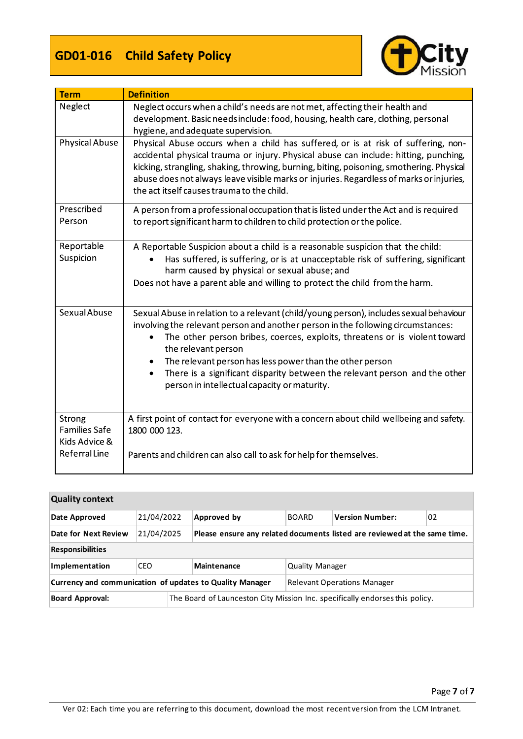| Term | Definition |
|---|---|
| Neglect | Neglect occurs when a child's needs are not met, affecting their health and development. Basic needs include: food, housing, health care, clothing, personal hygiene, and adequate supervision. |
| Physical Abuse | Physical Abuse occurs when a child has suffered, or is at risk of suffering, non-accidental physical trauma or injury. Physical abuse can include: hitting, punching, kicking, strangling, shaking, throwing, burning, biting, poisoning, smothering. Physical abuse does not always leave visible marks or injuries. Regardless of marks or injuries, the act itself causes trauma to the child. |
| Prescribed Person | A person from a professional occupation that is listed under the Act and is required to report significant harm to children to child protection or the police. |
| Reportable Suspicion | A Reportable Suspicion about a child is a reasonable suspicion that the child:<br>• Has suffered, is suffering, or is at unacceptable risk of suffering, significant harm caused by physical or sexual abuse; and<br>Does not have a parent able and willing to protect the child from the harm. |
| Sexual Abuse | Sexual Abuse in relation to a relevant (child/young person), includes sexual behaviour involving the relevant person and another person in the following circumstances:<br>• The other person bribes, coerces, exploits, threatens or is violent toward the relevant person<br>• The relevant person has less power than the other person<br>• There is a significant disparity between the relevant person and the other person in intellectual capacity or maturity. |
| Strong Families Safe Kids Advice & Referral Line | A first point of contact for everyone with a concern about child wellbeing and safety. 1800 000 123.<br><br>Parents and children can also call to ask for help for themselves. |

| **Quality context** | | | | | |
|---|---|---|---|---|---|
| **Date Approved** | 21/04/2022 | **Approved by** | BOARD | **Version Number:** | 02 |
| **Date for Next Review** | 21/04/2025 | **Please ensure any related documents listed are reviewed at the same time.** | | | |
| **Responsibilities** | | | | | |
| **Implementation** | CEO | **Maintenance** | Quality Manager | | |
| **Currency and communication of updates to Quality Manager** | | | Relevant Operations Manager | | |
| **Board Approval:** | The Board of Launceston City Mission Inc. specifically endorses this policy. | | | | |